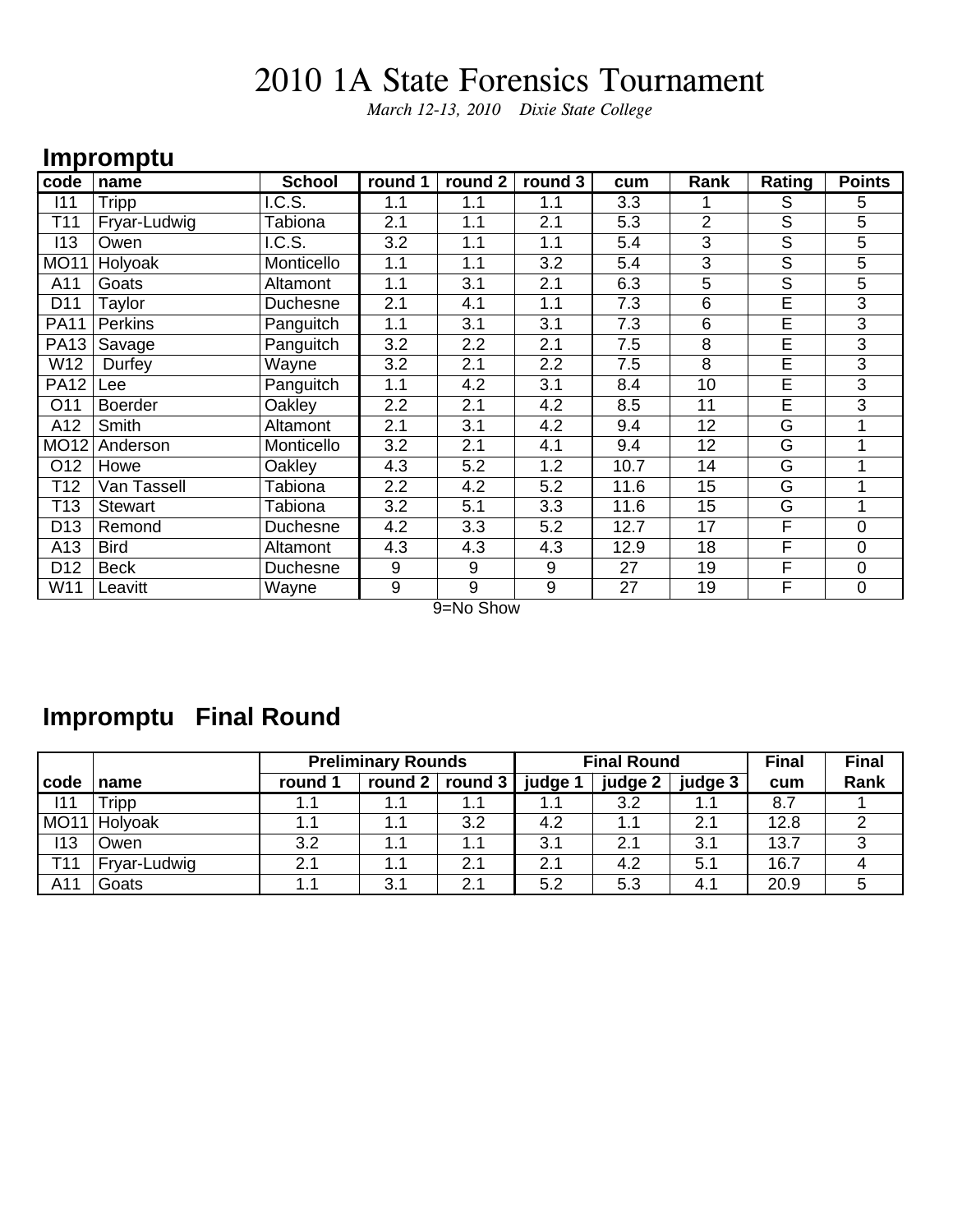# 2010 1A State Forensics Tournament

*March 12-13, 2010    Dixie State College*

## Impromptu

| code | name | School | round 1 | round 2 | round 3 | cum | Rank | Rating | Points |
|---|---|---|---|---|---|---|---|---|---|
| I11 | Tripp | I.C.S. | 1.1 | 1.1 | 1.1 | 3.3 | 1 | S | 5 |
| T11 | Fryar-Ludwig | Tabiona | 2.1 | 1.1 | 2.1 | 5.3 | 2 | S | 5 |
| I13 | Owen | I.C.S. | 3.2 | 1.1 | 1.1 | 5.4 | 3 | S | 5 |
| MO11 | Holyoak | Monticello | 1.1 | 1.1 | 3.2 | 5.4 | 3 | S | 5 |
| A11 | Goats | Altamont | 1.1 | 3.1 | 2.1 | 6.3 | 5 | S | 5 |
| D11 | Taylor | Duchesne | 2.1 | 4.1 | 1.1 | 7.3 | 6 | E | 3 |
| PA11 | Perkins | Panguitch | 1.1 | 3.1 | 3.1 | 7.3 | 6 | E | 3 |
| PA13 | Savage | Panguitch | 3.2 | 2.2 | 2.1 | 7.5 | 8 | E | 3 |
| W12 | Durfey | Wayne | 3.2 | 2.1 | 2.2 | 7.5 | 8 | E | 3 |
| PA12 | Lee | Panguitch | 1.1 | 4.2 | 3.1 | 8.4 | 10 | E | 3 |
| O11 | Boerder | Oakley | 2.2 | 2.1 | 4.2 | 8.5 | 11 | E | 3 |
| A12 | Smith | Altamont | 2.1 | 3.1 | 4.2 | 9.4 | 12 | G | 1 |
| MO12 | Anderson | Monticello | 3.2 | 2.1 | 4.1 | 9.4 | 12 | G | 1 |
| O12 | Howe | Oakley | 4.3 | 5.2 | 1.2 | 10.7 | 14 | G | 1 |
| T12 | Van Tassell | Tabiona | 2.2 | 4.2 | 5.2 | 11.6 | 15 | G | 1 |
| T13 | Stewart | Tabiona | 3.2 | 5.1 | 3.3 | 11.6 | 15 | G | 1 |
| D13 | Remond | Duchesne | 4.2 | 3.3 | 5.2 | 12.7 | 17 | F | 0 |
| A13 | Bird | Altamont | 4.3 | 4.3 | 4.3 | 12.9 | 18 | F | 0 |
| D12 | Beck | Duchesne | 9 | 9 | 9 | 27 | 19 | F | 0 |
| W11 | Leavitt | Wayne | 9 | 9 | 9 | 27 | 19 | F | 0 |

9=No Show

## Impromptu   Final Round

| | | Preliminary Rounds | | | Final Round | | | Final | Final |
|---|---|---|---|---|---|---|---|---|---|
| code | name | round 1 | round 2 | round 3 | judge 1 | judge 2 | judge 3 | cum | Rank |
| I11 | Tripp | 1.1 | 1.1 | 1.1 | 1.1 | 3.2 | 1.1 | 8.7 | 1 |
| MO11 | Holyoak | 1.1 | 1.1 | 3.2 | 4.2 | 1.1 | 2.1 | 12.8 | 2 |
| I13 | Owen | 3.2 | 1.1 | 1.1 | 3.1 | 2.1 | 3.1 | 13.7 | 3 |
| T11 | Fryar-Ludwig | 2.1 | 1.1 | 2.1 | 2.1 | 4.2 | 5.1 | 16.7 | 4 |
| A11 | Goats | 1.1 | 3.1 | 2.1 | 5.2 | 5.3 | 4.1 | 20.9 | 5 |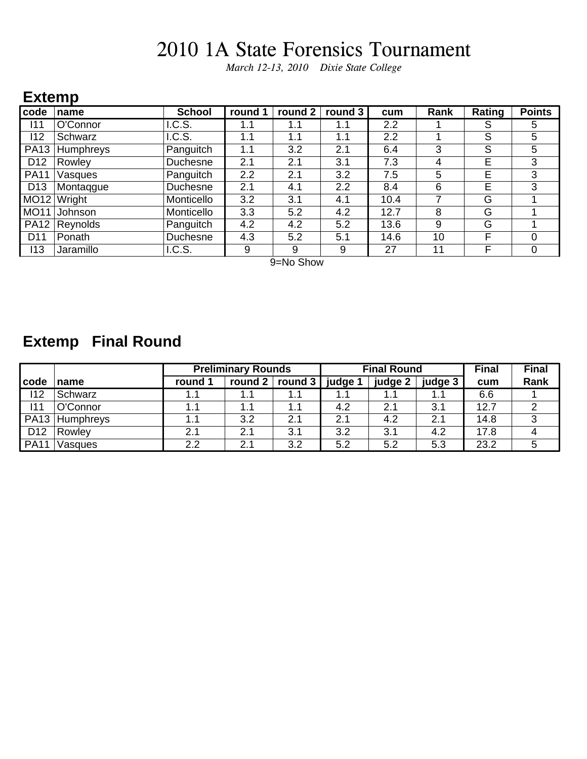# 2010 1A State Forensics Tournament

*March 12-13, 2010    Dixie State College*

## Extemp

| code | name | School | round 1 | round 2 | round 3 | cum | Rank | Rating | Points |
|---|---|---|---|---|---|---|---|---|---|
| I11 | O'Connor | I.C.S. | 1.1 | 1.1 | 1.1 | 2.2 | 1 | S | 5 |
| I12 | Schwarz | I.C.S. | 1.1 | 1.1 | 1.1 | 2.2 | 1 | S | 5 |
| PA13 | Humphreys | Panguitch | 1.1 | 3.2 | 2.1 | 6.4 | 3 | S | 5 |
| D12 | Rowley | Duchesne | 2.1 | 2.1 | 3.1 | 7.3 | 4 | E | 3 |
| PA11 | Vasques | Panguitch | 2.2 | 2.1 | 3.2 | 7.5 | 5 | E | 3 |
| D13 | Montaqgue | Duchesne | 2.1 | 4.1 | 2.2 | 8.4 | 6 | E | 3 |
| MO12 | Wright | Monticello | 3.2 | 3.1 | 4.1 | 10.4 | 7 | G | 1 |
| MO11 | Johnson | Monticello | 3.3 | 5.2 | 4.2 | 12.7 | 8 | G | 1 |
| PA12 | Reynolds | Panguitch | 4.2 | 4.2 | 5.2 | 13.6 | 9 | G | 1 |
| D11 | Ponath | Duchesne | 4.3 | 5.2 | 5.1 | 14.6 | 10 | F | 0 |
| I13 | Jaramillo | I.C.S. | 9 | 9 | 9 | 27 | 11 | F | 0 |

9=No Show

## Extemp   Final Round

| | | Preliminary Rounds | | | Final Round | | | Final | Final |
|---|---|---|---|---|---|---|---|---|---|
| code | name | round 1 | round 2 | round 3 | judge 1 | judge 2 | judge 3 | cum | Rank |
| I12 | Schwarz | 1.1 | 1.1 | 1.1 | 1.1 | 1.1 | 1.1 | 6.6 | 1 |
| I11 | O'Connor | 1.1 | 1.1 | 1.1 | 4.2 | 2.1 | 3.1 | 12.7 | 2 |
| PA13 | Humphreys | 1.1 | 3.2 | 2.1 | 2.1 | 4.2 | 2.1 | 14.8 | 3 |
| D12 | Rowley | 2.1 | 2.1 | 3.1 | 3.2 | 3.1 | 4.2 | 17.8 | 4 |
| PA11 | Vasques | 2.2 | 2.1 | 3.2 | 5.2 | 5.2 | 5.3 | 23.2 | 5 |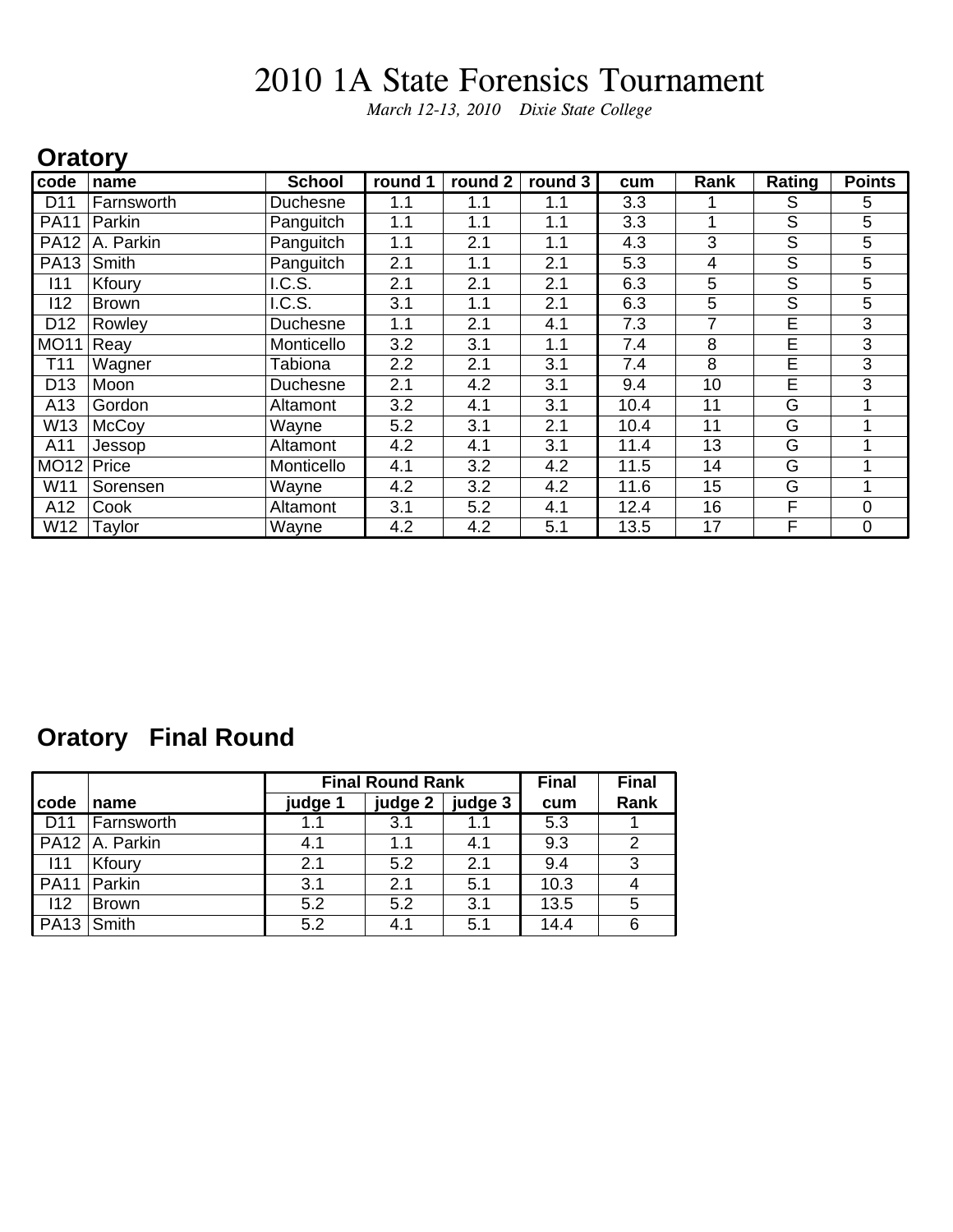# 2010 1A State Forensics Tournament

*March 12-13, 2010 Dixie State College*

## Oratory

| code | name | School | round 1 | round 2 | round 3 | cum | Rank | Rating | Points |
|---|---|---|---|---|---|---|---|---|---|
| D11 | Farnsworth | Duchesne | 1.1 | 1.1 | 1.1 | 3.3 | 1 | S | 5 |
| PA11 | Parkin | Panguitch | 1.1 | 1.1 | 1.1 | 3.3 | 1 | S | 5 |
| PA12 | A. Parkin | Panguitch | 1.1 | 2.1 | 1.1 | 4.3 | 3 | S | 5 |
| PA13 | Smith | Panguitch | 2.1 | 1.1 | 2.1 | 5.3 | 4 | S | 5 |
| I11 | Kfoury | I.C.S. | 2.1 | 2.1 | 2.1 | 6.3 | 5 | S | 5 |
| I12 | Brown | I.C.S. | 3.1 | 1.1 | 2.1 | 6.3 | 5 | S | 5 |
| D12 | Rowley | Duchesne | 1.1 | 2.1 | 4.1 | 7.3 | 7 | E | 3 |
| MO11 | Reay | Monticello | 3.2 | 3.1 | 1.1 | 7.4 | 8 | E | 3 |
| T11 | Wagner | Tabiona | 2.2 | 2.1 | 3.1 | 7.4 | 8 | E | 3 |
| D13 | Moon | Duchesne | 2.1 | 4.2 | 3.1 | 9.4 | 10 | E | 3 |
| A13 | Gordon | Altamont | 3.2 | 4.1 | 3.1 | 10.4 | 11 | G | 1 |
| W13 | McCoy | Wayne | 5.2 | 3.1 | 2.1 | 10.4 | 11 | G | 1 |
| A11 | Jessop | Altamont | 4.2 | 4.1 | 3.1 | 11.4 | 13 | G | 1 |
| MO12 | Price | Monticello | 4.1 | 3.2 | 4.2 | 11.5 | 14 | G | 1 |
| W11 | Sorensen | Wayne | 4.2 | 3.2 | 4.2 | 11.6 | 15 | G | 1 |
| A12 | Cook | Altamont | 3.1 | 5.2 | 4.1 | 12.4 | 16 | F | 0 |
| W12 | Taylor | Wayne | 4.2 | 4.2 | 5.1 | 13.5 | 17 | F | 0 |

## Oratory Final Round

| | | Final Round Rank | | | Final | Final |
|---|---|---|---|---|---|---|
| code | name | judge 1 | judge 2 | judge 3 | cum | Rank |
| D11 | Farnsworth | 1.1 | 3.1 | 1.1 | 5.3 | 1 |
| PA12 | A. Parkin | 4.1 | 1.1 | 4.1 | 9.3 | 2 |
| I11 | Kfoury | 2.1 | 5.2 | 2.1 | 9.4 | 3 |
| PA11 | Parkin | 3.1 | 2.1 | 5.1 | 10.3 | 4 |
| I12 | Brown | 5.2 | 5.2 | 3.1 | 13.5 | 5 |
| PA13 | Smith | 5.2 | 4.1 | 5.1 | 14.4 | 6 |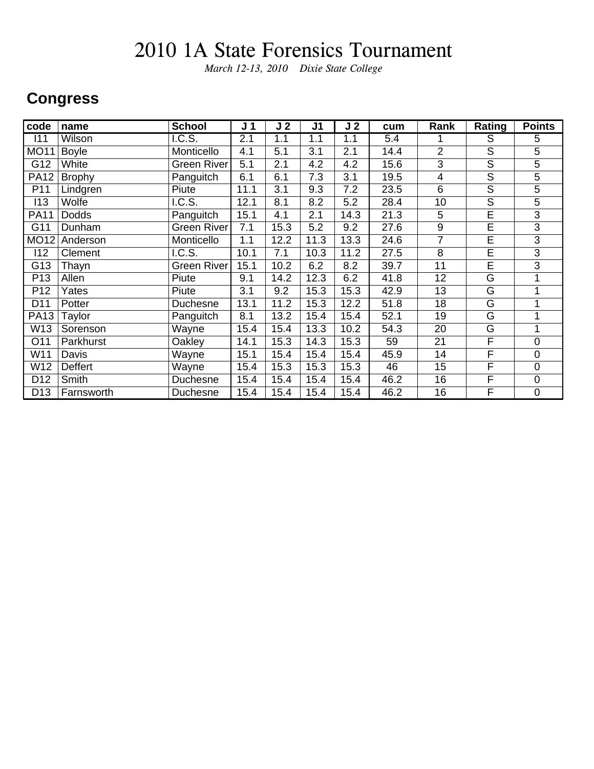# 2010 1A State Forensics Tournament

*March 12-13, 2010    Dixie State College*

## Congress

| code | name | School | J 1 | J 2 | J1 | J 2 | cum | Rank | Rating | Points |
|---|---|---|---|---|---|---|---|---|---|---|
| I11 | Wilson | I.C.S. | 2.1 | 1.1 | 1.1 | 1.1 | 5.4 | 1 | S | 5 |
| MO11 | Boyle | Monticello | 4.1 | 5.1 | 3.1 | 2.1 | 14.4 | 2 | S | 5 |
| G12 | White | Green River | 5.1 | 2.1 | 4.2 | 4.2 | 15.6 | 3 | S | 5 |
| PA12 | Brophy | Panguitch | 6.1 | 6.1 | 7.3 | 3.1 | 19.5 | 4 | S | 5 |
| P11 | Lindgren | Piute | 11.1 | 3.1 | 9.3 | 7.2 | 23.5 | 6 | S | 5 |
| I13 | Wolfe | I.C.S. | 12.1 | 8.1 | 8.2 | 5.2 | 28.4 | 10 | S | 5 |
| PA11 | Dodds | Panguitch | 15.1 | 4.1 | 2.1 | 14.3 | 21.3 | 5 | E | 3 |
| G11 | Dunham | Green River | 7.1 | 15.3 | 5.2 | 9.2 | 27.6 | 9 | E | 3 |
| MO12 | Anderson | Monticello | 1.1 | 12.2 | 11.3 | 13.3 | 24.6 | 7 | E | 3 |
| I12 | Clement | I.C.S. | 10.1 | 7.1 | 10.3 | 11.2 | 27.5 | 8 | E | 3 |
| G13 | Thayn | Green River | 15.1 | 10.2 | 6.2 | 8.2 | 39.7 | 11 | E | 3 |
| P13 | Allen | Piute | 9.1 | 14.2 | 12.3 | 6.2 | 41.8 | 12 | G | 1 |
| P12 | Yates | Piute | 3.1 | 9.2 | 15.3 | 15.3 | 42.9 | 13 | G | 1 |
| D11 | Potter | Duchesne | 13.1 | 11.2 | 15.3 | 12.2 | 51.8 | 18 | G | 1 |
| PA13 | Taylor | Panguitch | 8.1 | 13.2 | 15.4 | 15.4 | 52.1 | 19 | G | 1 |
| W13 | Sorenson | Wayne | 15.4 | 15.4 | 13.3 | 10.2 | 54.3 | 20 | G | 1 |
| O11 | Parkhurst | Oakley | 14.1 | 15.3 | 14.3 | 15.3 | 59 | 21 | F | 0 |
| W11 | Davis | Wayne | 15.1 | 15.4 | 15.4 | 15.4 | 45.9 | 14 | F | 0 |
| W12 | Deffert | Wayne | 15.4 | 15.3 | 15.3 | 15.3 | 46 | 15 | F | 0 |
| D12 | Smith | Duchesne | 15.4 | 15.4 | 15.4 | 15.4 | 46.2 | 16 | F | 0 |
| D13 | Farnsworth | Duchesne | 15.4 | 15.4 | 15.4 | 15.4 | 46.2 | 16 | F | 0 |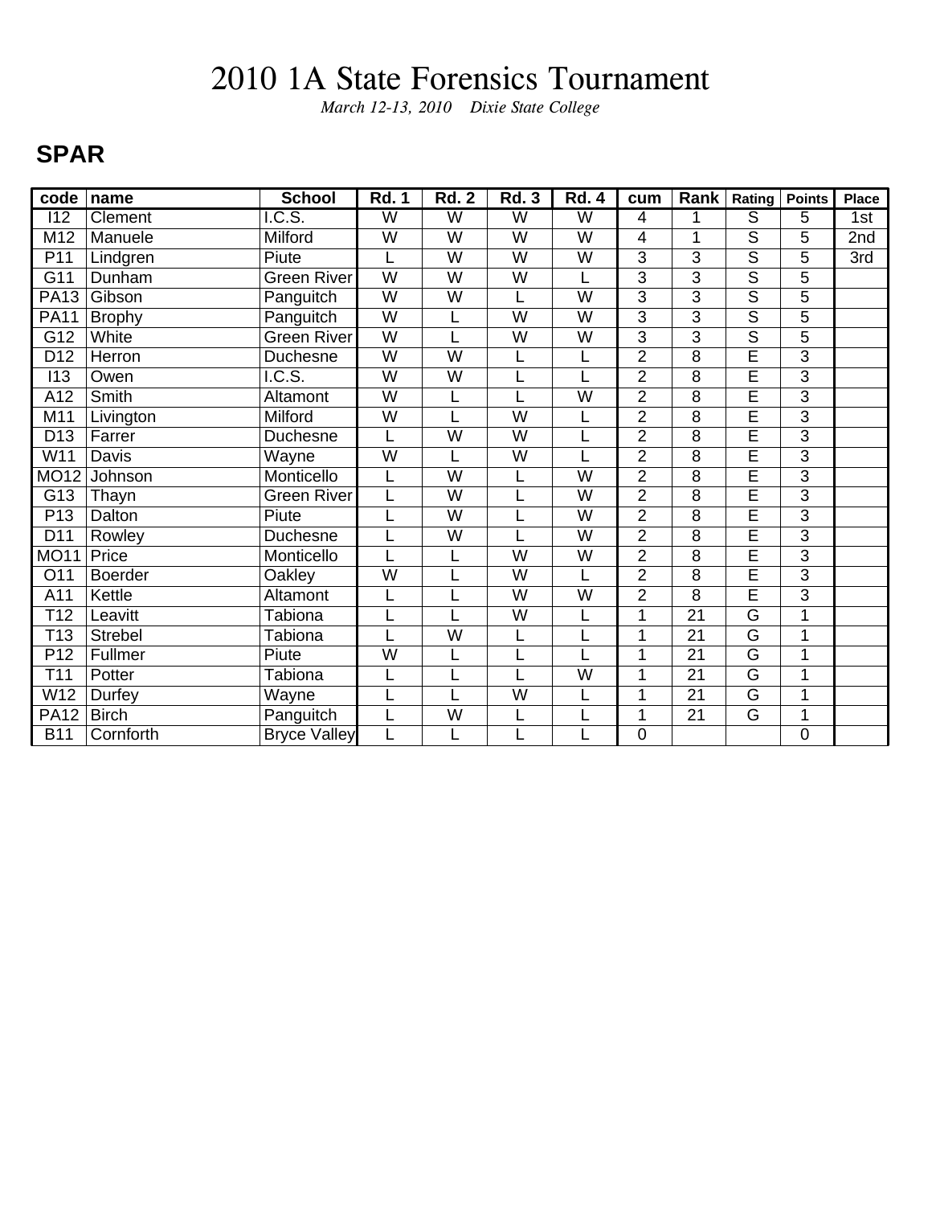# 2010 1A State Forensics Tournament

*March 12-13, 2010    Dixie State College*

## SPAR

| code | name | School | Rd. 1 | Rd. 2 | Rd. 3 | Rd. 4 | cum | Rank | Rating | Points | Place |
|---|---|---|---|---|---|---|---|---|---|---|---|
| I12 | Clement | I.C.S. | W | W | W | W | 4 | 1 | S | 5 | 1st |
| M12 | Manuele | Milford | W | W | W | W | 4 | 1 | S | 5 | 2nd |
| P11 | Lindgren | Piute | L | W | W | W | 3 | 3 | S | 5 | 3rd |
| G11 | Dunham | Green River | W | W | W | L | 3 | 3 | S | 5 | |
| PA13 | Gibson | Panguitch | W | W | L | W | 3 | 3 | S | 5 | |
| PA11 | Brophy | Panguitch | W | L | W | W | 3 | 3 | S | 5 | |
| G12 | White | Green River | W | L | W | W | 3 | 3 | S | 5 | |
| D12 | Herron | Duchesne | W | W | L | L | 2 | 8 | E | 3 | |
| I13 | Owen | I.C.S. | W | W | L | L | 2 | 8 | E | 3 | |
| A12 | Smith | Altamont | W | L | L | W | 2 | 8 | E | 3 | |
| M11 | Livington | Milford | W | L | W | L | 2 | 8 | E | 3 | |
| D13 | Farrer | Duchesne | L | W | W | L | 2 | 8 | E | 3 | |
| W11 | Davis | Wayne | W | L | W | L | 2 | 8 | E | 3 | |
| MO12 | Johnson | Monticello | L | W | L | W | 2 | 8 | E | 3 | |
| G13 | Thayn | Green River | L | W | L | W | 2 | 8 | E | 3 | |
| P13 | Dalton | Piute | L | W | L | W | 2 | 8 | E | 3 | |
| D11 | Rowley | Duchesne | L | W | L | W | 2 | 8 | E | 3 | |
| MO11 | Price | Monticello | L | L | W | W | 2 | 8 | E | 3 | |
| O11 | Boerder | Oakley | W | L | W | L | 2 | 8 | E | 3 | |
| A11 | Kettle | Altamont | L | L | W | W | 2 | 8 | E | 3 | |
| T12 | Leavitt | Tabiona | L | L | W | L | 1 | 21 | G | 1 | |
| T13 | Strebel | Tabiona | L | W | L | L | 1 | 21 | G | 1 | |
| P12 | Fullmer | Piute | W | L | L | L | 1 | 21 | G | 1 | |
| T11 | Potter | Tabiona | L | L | L | W | 1 | 21 | G | 1 | |
| W12 | Durfey | Wayne | L | L | W | L | 1 | 21 | G | 1 | |
| PA12 | Birch | Panguitch | L | W | L | L | 1 | 21 | G | 1 | |
| B11 | Cornforth | Bryce Valley | L | L | L | L | 0 | | | 0 | |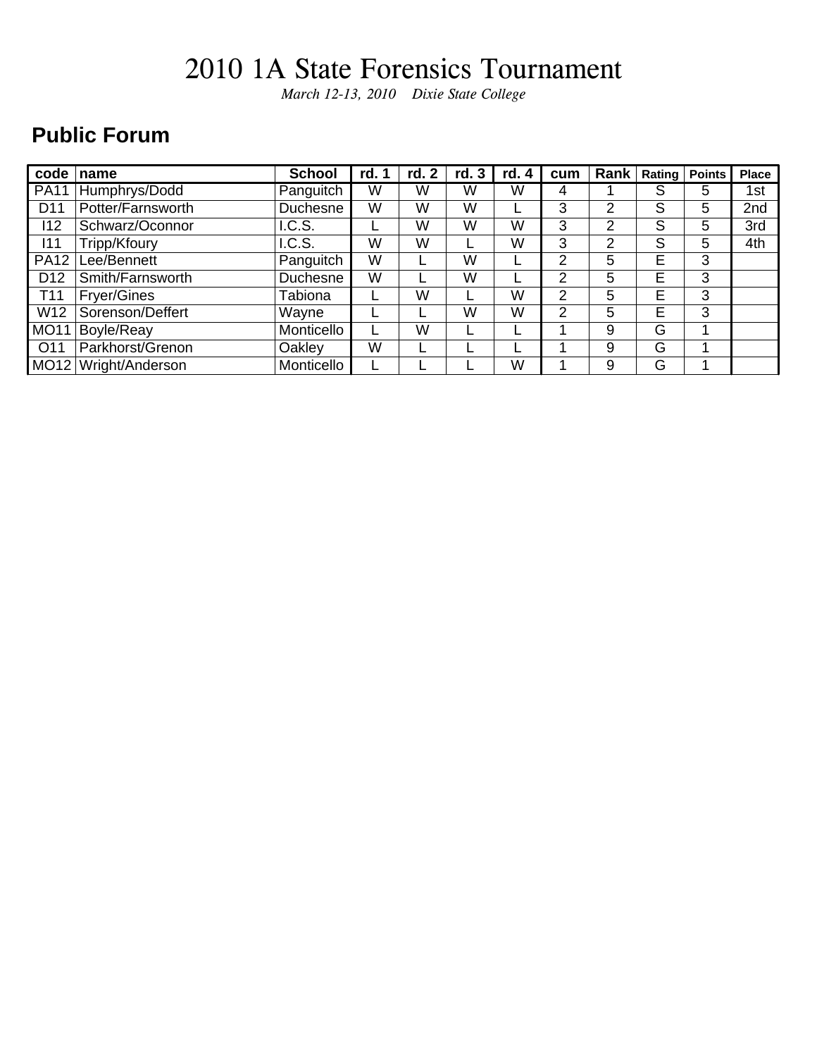# 2010 1A State Forensics Tournament

*March 12-13, 2010    Dixie State College*

## Public Forum

| code | name | School | rd. 1 | rd. 2 | rd. 3 | rd. 4 | cum | Rank | Rating | Points | Place |
|---|---|---|---|---|---|---|---|---|---|---|---|
| PA11 | Humphrys/Dodd | Panguitch | W | W | W | W | 4 | 1 | S | 5 | 1st |
| D11 | Potter/Farnsworth | Duchesne | W | W | W | L | 3 | 2 | S | 5 | 2nd |
| I12 | Schwarz/Oconnor | I.C.S. | L | W | W | W | 3 | 2 | S | 5 | 3rd |
| I11 | Tripp/Kfoury | I.C.S. | W | W | L | W | 3 | 2 | S | 5 | 4th |
| PA12 | Lee/Bennett | Panguitch | W | L | W | L | 2 | 5 | E | 3 | |
| D12 | Smith/Farnsworth | Duchesne | W | L | W | L | 2 | 5 | E | 3 | |
| T11 | Fryer/Gines | Tabiona | L | W | L | W | 2 | 5 | E | 3 | |
| W12 | Sorenson/Deffert | Wayne | L | L | W | W | 2 | 5 | E | 3 | |
| MO11 | Boyle/Reay | Monticello | L | W | L | L | 1 | 9 | G | 1 | |
| O11 | Parkhorst/Grenon | Oakley | W | L | L | L | 1 | 9 | G | 1 | |
| MO12 | Wright/Anderson | Monticello | L | L | L | W | 1 | 9 | G | 1 | |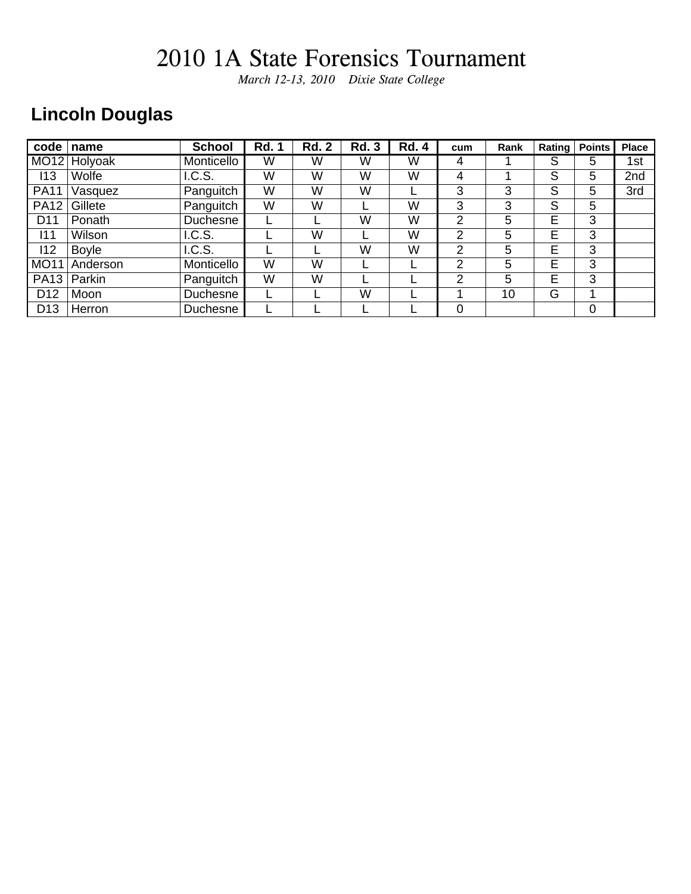# 2010 1A State Forensics Tournament

*March 12-13, 2010 Dixie State College*

## Lincoln Douglas

| code | name | School | Rd. 1 | Rd. 2 | Rd. 3 | Rd. 4 | cum | Rank | Rating | Points | Place |
|---|---|---|---|---|---|---|---|---|---|---|---|
| MO12 | Holyoak | Monticello | W | W | W | W | 4 | 1 | S | 5 | 1st |
| I13 | Wolfe | I.C.S. | W | W | W | W | 4 | 1 | S | 5 | 2nd |
| PA11 | Vasquez | Panguitch | W | W | W | L | 3 | 3 | S | 5 | 3rd |
| PA12 | Gillete | Panguitch | W | W | L | W | 3 | 3 | S | 5 | |
| D11 | Ponath | Duchesne | L | L | W | W | 2 | 5 | E | 3 | |
| I11 | Wilson | I.C.S. | L | W | L | W | 2 | 5 | E | 3 | |
| I12 | Boyle | I.C.S. | L | L | W | W | 2 | 5 | E | 3 | |
| MO11 | Anderson | Monticello | W | W | L | L | 2 | 5 | E | 3 | |
| PA13 | Parkin | Panguitch | W | W | L | L | 2 | 5 | E | 3 | |
| D12 | Moon | Duchesne | L | L | W | L | 1 | 10 | G | 1 | |
| D13 | Herron | Duchesne | L | L | L | L | 0 | | | 0 | |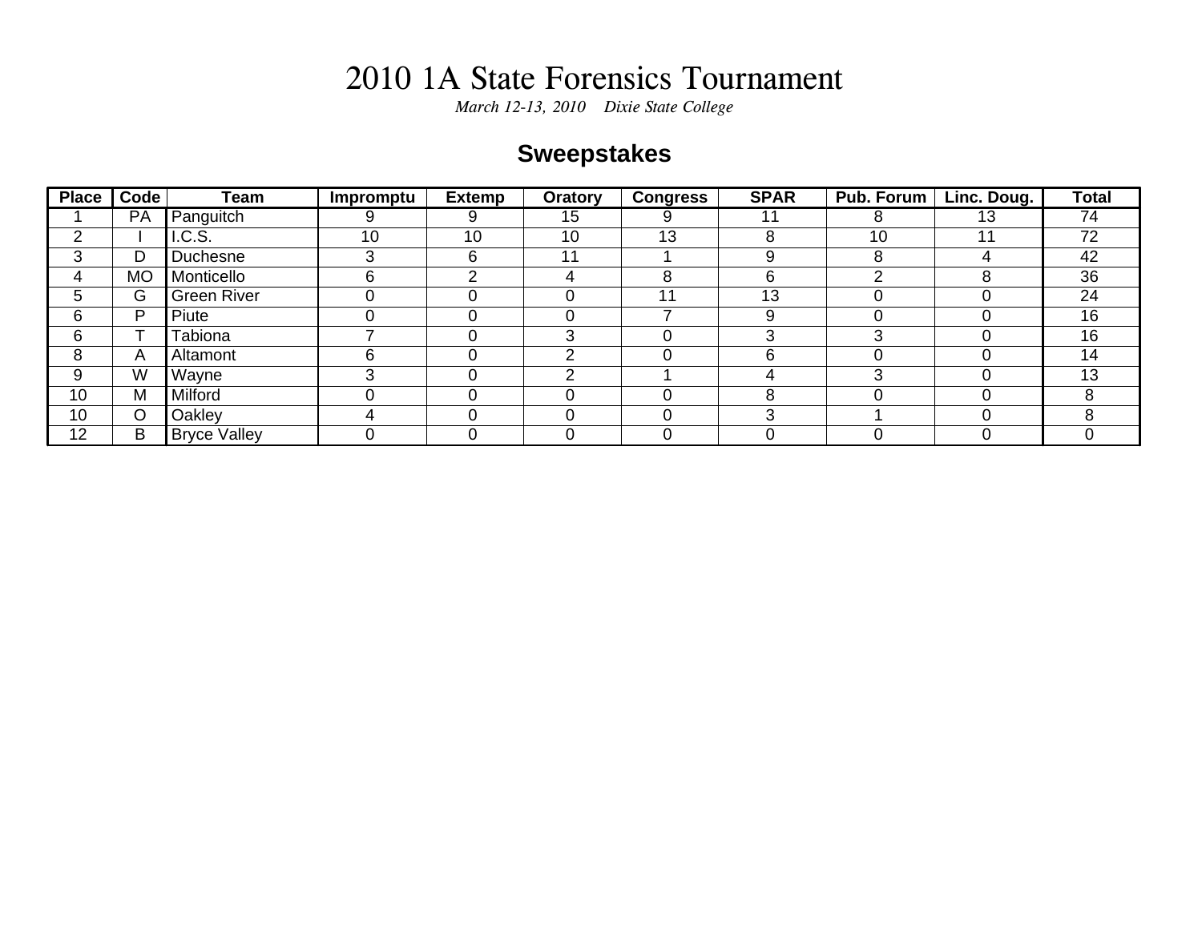# 2010 1A State Forensics Tournament

*March 12-13, 2010 Dixie State College*

## Sweepstakes

| Place | Code | Team | Impromptu | Extemp | Oratory | Congress | SPAR | Pub. Forum | Linc. Doug. | Total |
|---|---|---|---|---|---|---|---|---|---|---|
| 1 | PA | Panguitch | 9 | 9 | 15 | 9 | 11 | 8 | 13 | 74 |
| 2 | I | I.C.S. | 10 | 10 | 10 | 13 | 8 | 10 | 11 | 72 |
| 3 | D | Duchesne | 3 | 6 | 11 | 1 | 9 | 8 | 4 | 42 |
| 4 | MO | Monticello | 6 | 2 | 4 | 8 | 6 | 2 | 8 | 36 |
| 5 | G | Green River | 0 | 0 | 0 | 11 | 13 | 0 | 0 | 24 |
| 6 | P | Piute | 0 | 0 | 0 | 7 | 9 | 0 | 0 | 16 |
| 6 | T | Tabiona | 7 | 0 | 3 | 0 | 3 | 3 | 0 | 16 |
| 8 | A | Altamont | 6 | 0 | 2 | 0 | 6 | 0 | 0 | 14 |
| 9 | W | Wayne | 3 | 0 | 2 | 1 | 4 | 3 | 0 | 13 |
| 10 | M | Milford | 0 | 0 | 0 | 0 | 8 | 0 | 0 | 8 |
| 10 | O | Oakley | 4 | 0 | 0 | 0 | 3 | 1 | 0 | 8 |
| 12 | B | Bryce Valley | 0 | 0 | 0 | 0 | 0 | 0 | 0 | 0 |